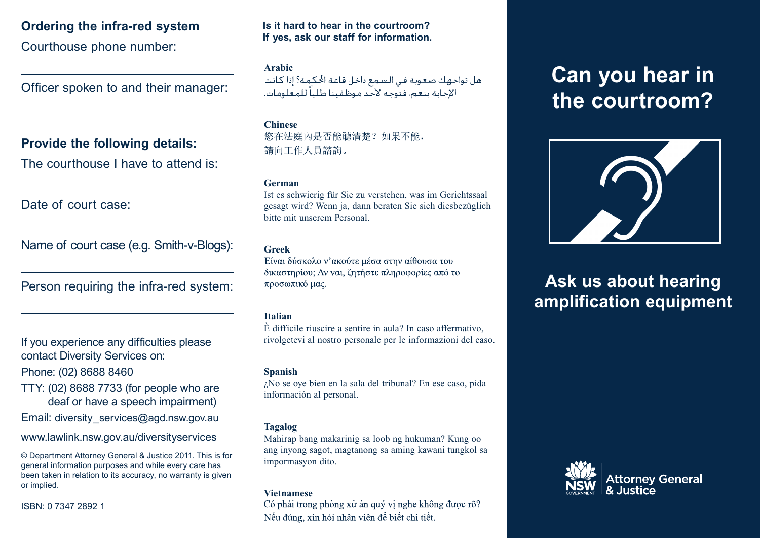## Ordering the infra-red system

Courthouse phone number:

---

Officer spoken to and their manager:

---

## Provide the following details:

The courthouse I have to attend is:

---

Date of court case:

---

Name of court case (e.g. Smith-v-Blogs):

---

Person requiring the infra-red system:

---

If you experience any difficulties please contact Diversity Services on:

Phone: (02) 8688 8460

TTY: (02) 8688 7733 (for people who are deaf or have a speech impairment)

Email: diversity_services@agd.nsw.gov.au

www.lawlink.nsw.gov.au/diversityservices

© Department Attorney General & Justice 2011. This is for general information purposes and while every care has been taken in relation to its accuracy, no warranty is given or implied.

ISBN: 0 7347 2892 1

**Is it hard to hear in the courtroom?**
**If yes, ask our staff for information.**

**Arabic**

هل تواجهك صعوبة في السمع داخل قاعة المحكمة؟ إذا كانت الإجابة بنعم، فتوجه لأحد موظفينا طلباً للمعلومات.

**Chinese**

您在法庭內是否能聽清楚？如果不能，
請向工作人員諮詢。

**German**

Ist es schwierig für Sie zu verstehen, was im Gerichtssaal gesagt wird? Wenn ja, dann beraten Sie sich diesbezüglich bitte mit unserem Personal.

**Greek**

Είναι δύσκολο ν'ακούτε μέσα στην αίθουσα του δικαστηρίου; Αν ναι, ζητήστε πληροφορίες από το προσωπικό μας.

**Italian**

È difficile riuscire a sentire in aula? In caso affermativo, rivolgetevi al nostro personale per le informazioni del caso.

**Spanish**

¿No se oye bien en la sala del tribunal? En ese caso, pida información al personal.

**Tagalog**

Mahirap bang makarinig sa loob ng hukuman? Kung oo ang inyong sagot, magtanong sa aming kawani tungkol sa impormasyon dito.

**Vietnamese**

Có phải trong phòng xử án quý vị nghe không được rõ?
Nếu đúng, xin hỏi nhân viên để biết chi tiết.

# Can you hear in the courtroom?

## Ask us about hearing amplification equipment

NSW GOVERNMENT | Attorney General & Justice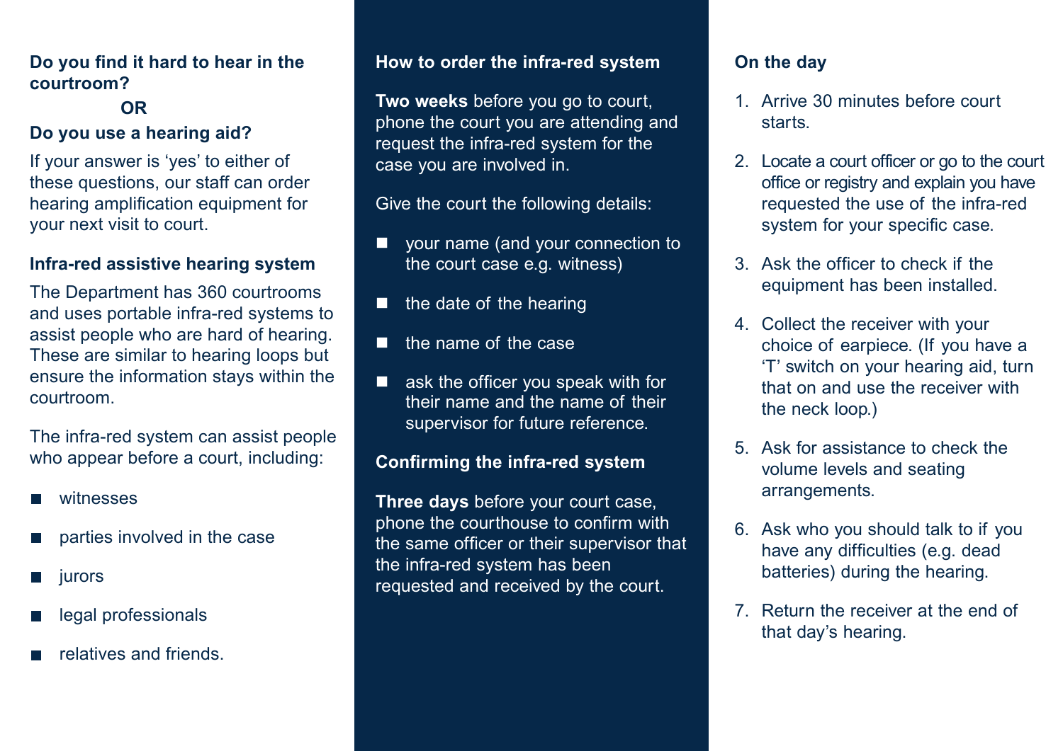**Do you find it hard to hear in the courtroom?**

**OR**

**Do you use a hearing aid?**

If your answer is 'yes' to either of these questions, our staff can order hearing amplification equipment for your next visit to court.

**Infra-red assistive hearing system**

The Department has 360 courtrooms and uses portable infra-red systems to assist people who are hard of hearing. These are similar to hearing loops but ensure the information stays within the courtroom.

The infra-red system can assist people who appear before a court, including:

- witnesses
- parties involved in the case
- jurors
- legal professionals
- relatives and friends.

**How to order the infra-red system**

**Two weeks** before you go to court, phone the court you are attending and request the infra-red system for the case you are involved in.

Give the court the following details:

- your name (and your connection to the court case e.g. witness)
- the date of the hearing
- the name of the case
- ask the officer you speak with for their name and the name of their supervisor for future reference.

**Confirming the infra-red system**

**Three days** before your court case, phone the courthouse to confirm with the same officer or their supervisor that the infra-red system has been requested and received by the court.

**On the day**

1. Arrive 30 minutes before court starts.
2. Locate a court officer or go to the court office or registry and explain you have requested the use of the infra-red system for your specific case.
3. Ask the officer to check if the equipment has been installed.
4. Collect the receiver with your choice of earpiece. (If you have a 'T' switch on your hearing aid, turn that on and use the receiver with the neck loop.)
5. Ask for assistance to check the volume levels and seating arrangements.
6. Ask who you should talk to if you have any difficulties (e.g. dead batteries) during the hearing.
7. Return the receiver at the end of that day's hearing.